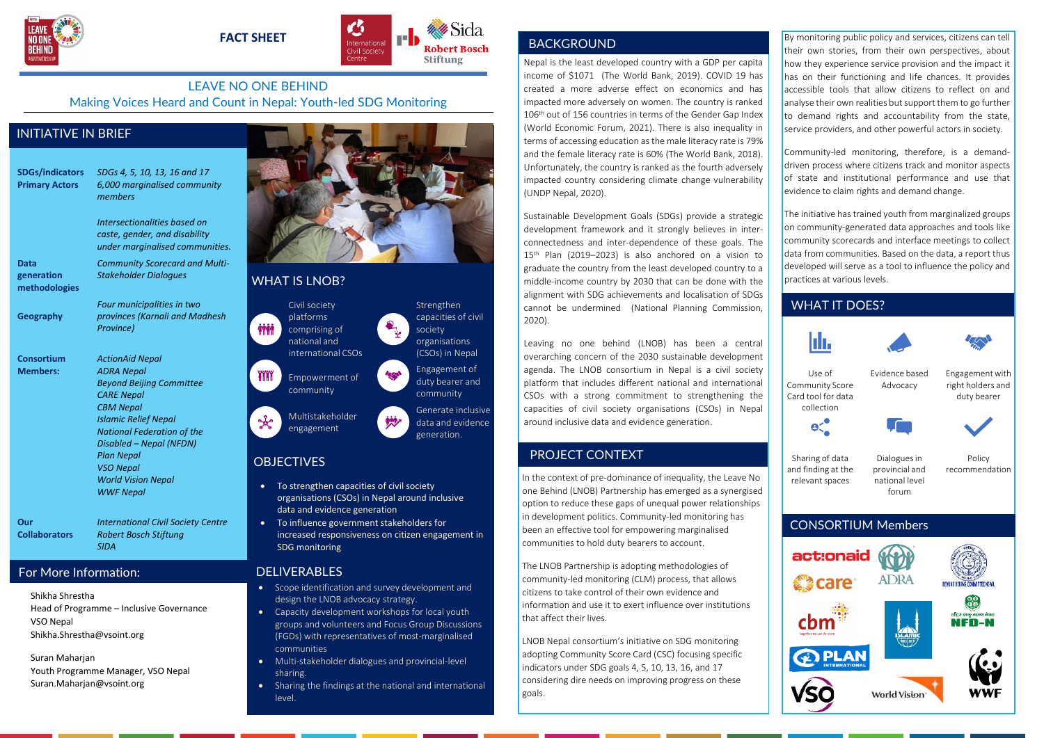**FACT SHEET**

# LEAVE NO ONE BEHIND

## Making Voices Heard and Count in Nepal: Youth-led SDG Monitoring

## INITIATIVE IN BRIEF

| | |
|---|---|
| **SDGs/indicators** | *SDGs 4, 5, 10, 13, 16 and 17* |
| **Primary Actors** | *6,000 marginalised community members* <br> *Intersectionalities based on caste, gender, and disability under marginalised communities.* |
| **Data generation methodologies** | *Community Scorecard and Multi-Stakeholder Dialogues* |
| **Geography** | *Four municipalities in two provinces (Karnali and Madhesh Province)* |
| **Consortium Members:** | *ActionAid Nepal* <br> *ADRA Nepal* <br> *Beyond Beijing Committee* <br> *CARE Nepal* <br> *CBM Nepal* <br> *Islamic Relief Nepal* <br> *National Federation of the Disabled – Nepal (NFDN)* <br> *Plan Nepal* <br> *VSO Nepal* <br> *World Vision Nepal* <br> *WWF Nepal* |
| **Our Collaborators** | *International Civil Society Centre* <br> *Robert Bosch Stiftung* <br> *SIDA* |

## For More Information:

Shikha Shrestha
Head of Programme – Inclusive Governance
VSO Nepal
Shikha.Shrestha@vsoint.org

Suran Maharjan
Youth Programme Manager, VSO Nepal
Suran.Maharjan@vsoint.org

## WHAT IS LNOB?

- Civil society platforms comprising of national and international CSOs
- Empowerment of community
- Multistakeholder engagement
- Strengthen capacities of civil society organisations (CSOs) in Nepal
- Engagement of duty bearer and community
- Generate inclusive data and evidence generation.

## OBJECTIVES

- To strengthen capacities of civil society organisations (CSOs) in Nepal around inclusive data and evidence generation
- To influence government stakeholders for increased responsiveness on citizen engagement in SDG monitoring

## DELIVERABLES

- Scope identification and survey development and design the LNOB advocacy strategy.
- Capacity development workshops for local youth groups and volunteers and Focus Group Discussions (FGDs) with representatives of most-marginalised communities
- Multi-stakeholder dialogues and provincial-level sharing.
- Sharing the findings at the national and international level.

## BACKGROUND

Nepal is the least developed country with a GDP per capita income of $1071 (The World Bank, 2019). COVID 19 has created a more adverse effect on economics and has impacted more adversely on women. The country is ranked 106th out of 156 countries in terms of the Gender Gap Index (World Economic Forum, 2021). There is also inequality in terms of accessing education as the male literacy rate is 79% and the female literacy rate is 60% (The World Bank, 2018). Unfortunately, the country is ranked as the fourth adversely impacted country considering climate change vulnerability (UNDP Nepal, 2020).

Sustainable Development Goals (SDGs) provide a strategic development framework and it strongly believes in inter-connectedness and inter-dependence of these goals. The 15th Plan (2019–2023) is also anchored on a vision to graduate the country from the least developed country to a middle-income country by 2030 that can be done with the alignment with SDG achievements and localisation of SDGs cannot be undermined (National Planning Commission, 2020).

Leaving no one behind (LNOB) has been a central overarching concern of the 2030 sustainable development agenda. The LNOB consortium in Nepal is a civil society platform that includes different national and international CSOs with a strong commitment to strengthening the capacities of civil society organisations (CSOs) in Nepal around inclusive data and evidence generation.

## PROJECT CONTEXT

In the context of pre-dominance of inequality, the Leave No one Behind (LNOB) Partnership has emerged as a synergised option to reduce these gaps of unequal power relationships in development politics. Community-led monitoring has been an effective tool for empowering marginalised communities to hold duty bearers to account.

The LNOB Partnership is adopting methodologies of community-led monitoring (CLM) process, that allows citizens to take control of their own evidence and information and use it to exert influence over institutions that affect their lives.

LNOB Nepal consortium's initiative on SDG monitoring adopting Community Score Card (CSC) focusing specific indicators under SDG goals 4, 5, 10, 13, 16, and 17 considering dire needs on improving progress on these goals.

By monitoring public policy and services, citizens can tell their own stories, from their own perspectives, about how they experience service provision and the impact it has on their functioning and life chances. It provides accessible tools that allow citizens to reflect on and analyse their own realities but support them to go further to demand rights and accountability from the state, service providers, and other powerful actors in society.

Community-led monitoring, therefore, is a demand-driven process where citizens track and monitor aspects of state and institutional performance and use that evidence to claim rights and demand change.

The initiative has trained youth from marginalized groups on community-generated data approaches and tools like community scorecards and interface meetings to collect data from communities. Based on the data, a report thus developed will serve as a tool to influence the policy and practices at various levels.

## WHAT IT DOES?

- Use of Community Score Card tool for data collection
- Evidence based Advocacy
- Engagement with right holders and duty bearer
- Sharing of data and finding at the relevant spaces
- Dialogues in provincial and national level forum
- Policy recommendation

## CONSORTIUM Members

actionaid, ADRA, Beyond Beijing Committee Nepal, care, cbm, Islamic Relief, NFD-N, PLAN International, VSO, World Vision, WWF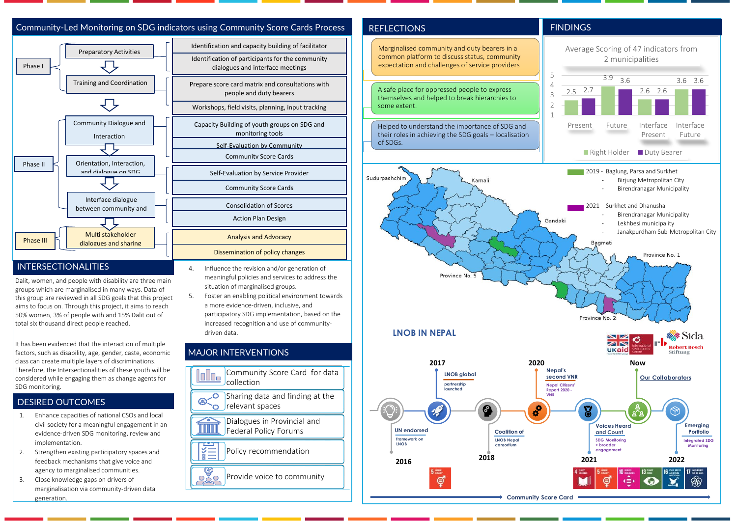## Community-Led Monitoring on SDG indicators using Community Score Cards Process

Phase I

- Preparatory Activities
  - Identification and capacity building of facilitator
  - Identification of participants for the community dialogues and interface meetings
- Training and Coordination
  - Prepare score card matrix and consultations with people and duty bearers
  - Workshops, field visits, planning, input tracking

Phase II

- Community Dialogue and Interaction
  - Capacity Building of youth groups on SDG and monitoring tools
  - Self-Evaluation by Community
  - Community Score Cards
- Orientation, Interaction, and dialogue on SDG
  - Self-Evaluation by Service Provider
  - Community Score Cards
- Interface dialogue between community and
  - Consolidation of Scores
  - Action Plan Design

Phase III

- Multi stakeholder dialogues and sharing
  - Analysis and Advocacy
  - Dissemination of policy changes

## REFLECTIONS

Marginalised community and duty bearers in a common platform to discuss status, community expectation and challenges of service providers

A safe place for oppressed people to express themselves and helped to break hierarchies to some extent.

Helped to understand the importance of SDG and their roles in achieving the SDG goals – localisation of SDGs.

## FINDINGS

Average Scoring of 47 indicators from 2 municipalities

5
4
3
2
1

2.5 2.7 3.9 3.6 2.6 2.6 3.6 3.6

Present, Future, Interface Present, Interface Future

Right Holder, Duty Bearer

Sudurpashchim, Karnali, Gandaki, Bagmati, Province No. 1, Province No. 5, Province No. 2

2019 - Baglung, Parsa and Surkhet
- Birjung Metropolitan City
- Birendranagar Municipality

2021 - Surkhet and Dhanusha
- Birendranagar Municipality
- Lekhbesi municipality
- Janakpurdham Sub-Metropolitan City

## INTERSECTIONALITIES

Dalit, women, and people with disability are three main groups which are marginalised in many ways. Data of this group are reviewed in all SDG goals that this project aims to focus on. Through this project, it aims to reach 50% women, 3% of people with and 15% Dalit out of total six thousand direct people reached.

It has been evidenced that the interaction of multiple factors, such as disability, age, gender, caste, economic class can create multiple layers of discriminations. Therefore, the Intersectionalities of these youth will be considered while engaging them as change agents for SDG monitoring.

## DESIRED OUTCOMES

1. Enhance capacities of national CSOs and local civil society for a meaningful engagement in an evidence-driven SDG monitoring, review and implementation.
2. Strengthen existing participatory spaces and feedback mechanisms that give voice and agency to marginalised communities.
3. Close knowledge gaps on drivers of marginalisation via community-driven data generation.
4. Influence the revision and/or generation of meaningful policies and services to address the situation of marginalised groups.
5. Foster an enabling political environment towards a more evidence-driven, inclusive, and participatory SDG implementation, based on the increased recognition and use of community-driven data.

## MAJOR INTERVENTIONS

- Community Score Card for data collection
- Sharing data and finding at the relevant spaces
- Dialogues in Provincial and Federal Policy Forums
- Policy recommendation
- Provide voice to community

## LNOB IN NEPAL

UKaid, International Civil Society Centre, Sida, Robert Bosch Stiftung

- 2016 – UN endorsed framework on LNOB
- 2017 – LNOB global partnership launched
- 2018 – Coalition of LNOB Nepal consortium
- 2020 – Nepal's second VNR; Nepal Citizens' Report 2020 - VNR
- 2021 – Voices Heard and Count; SDG Monitoring + broader engagement
- Now – Our Collaborators
- 2022 – Emerging Portfolio; Integrated SDG Monitoring

Community Score Card